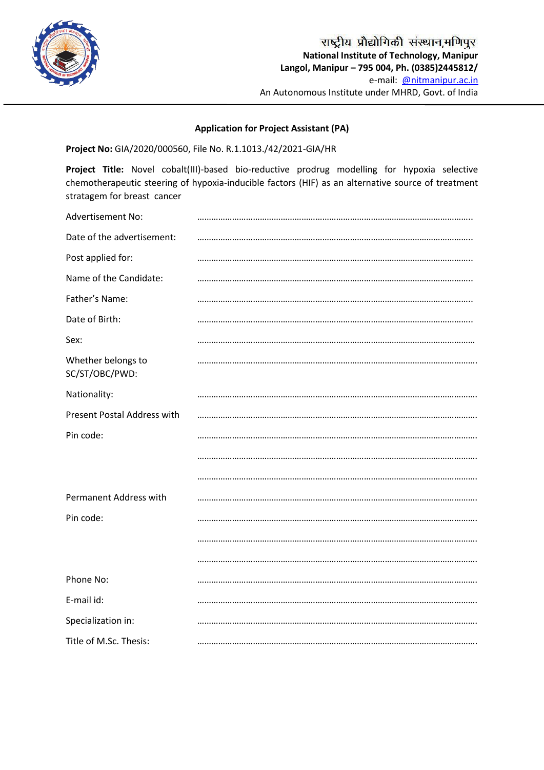राष्ट्रीय प्रौद्योगिकी संस्थान,मणिपुर

**National Institute of Technology, Manipur**

**Langol, Manipur – 795 004, Ph. (0385)2445812/**

e-mail: @nitmanipur.ac.in

An Autonomous Institute under MHRD, Govt. of India

---

**Application for Project Assistant (PA)**

**Project No:** GIA/2020/000560, File No. R.1.1013./42/2021-GIA/HR

**Project Title:** Novel cobalt(III)-based bio-reductive prodrug modelling for hypoxia selective chemotherapeutic steering of hypoxia-inducible factors (HIF) as an alternative source of treatment stratagem for breast cancer

Advertisement No: ……………………………………………………………………………………

Date of the advertisement: ……………………………………………………………………………………

Post applied for: ……………………………………………………………………………………

Name of the Candidate: ……………………………………………………………………………………

Father's Name: ……………………………………………………………………………………

Date of Birth: ……………………………………………………………………………………

Sex: ……………………………………………………………………………………

Whether belongs to SC/ST/OBC/PWD: ……………………………………………………………………………………

Nationality: ……………………………………………………………………………………

Present Postal Address with Pin code: ……………………………………………………………………………………

……………………………………………………………………………………

……………………………………………………………………………………

……………………………………………………………………………………

Permanent Address with Pin code: ……………………………………………………………………………………

……………………………………………………………………………………

……………………………………………………………………………………

……………………………………………………………………………………

Phone No: ……………………………………………………………………………………

E-mail id: ……………………………………………………………………………………

Specialization in: ……………………………………………………………………………………

Title of M.Sc. Thesis: ……………………………………………………………………………………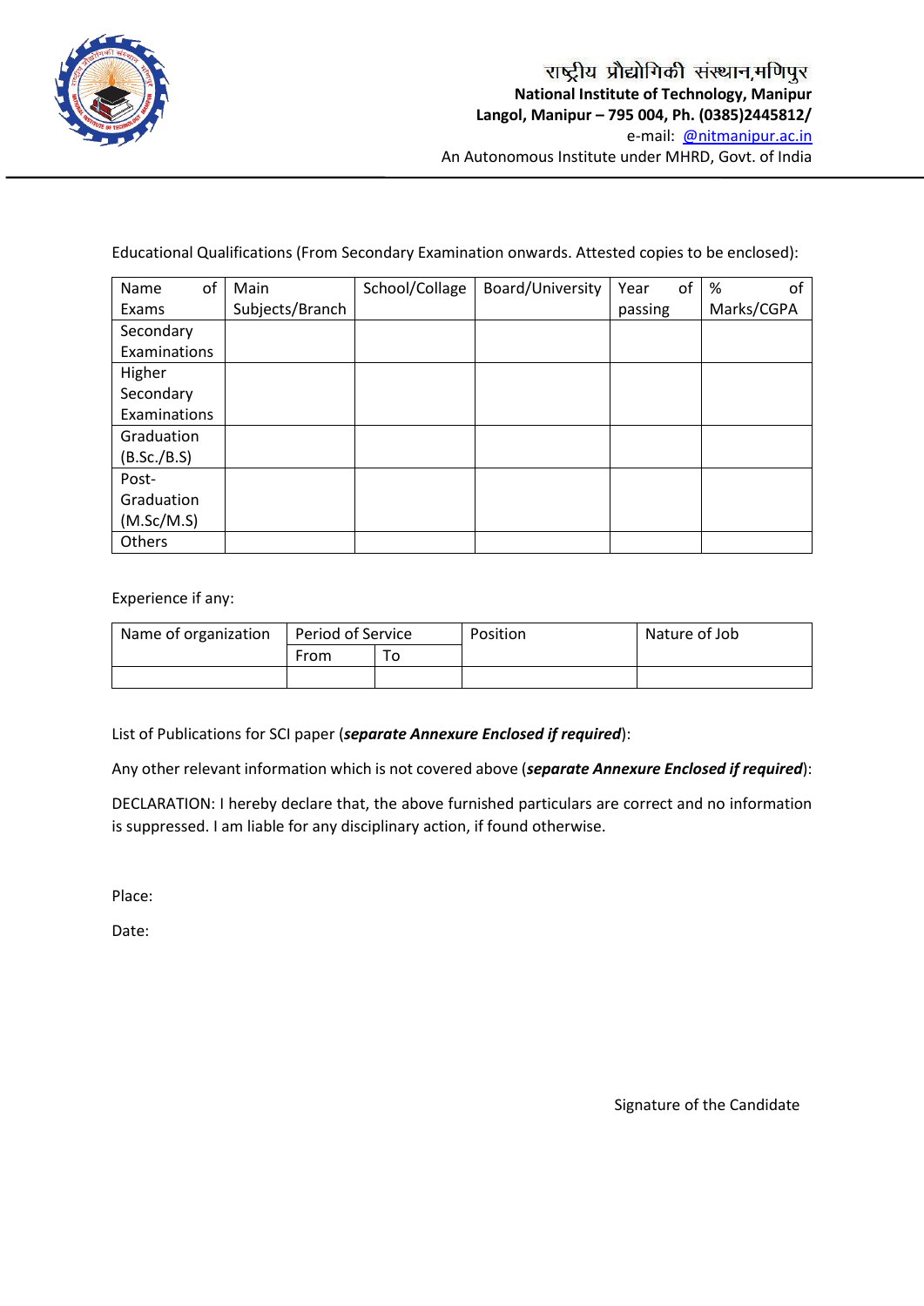राष्ट्रीय प्रौद्योगिकी संस्थान,मणिपुर
**National Institute of Technology, Manipur**
**Langol, Manipur – 795 004, Ph. (0385)2445812/**
e-mail: @nitmanipur.ac.in
An Autonomous Institute under MHRD, Govt. of India

Educational Qualifications (From Secondary Examination onwards. Attested copies to be enclosed):

| Name of Exams | Main Subjects/Branch | School/Collage | Board/University | Year of passing | % of Marks/CGPA |
|---|---|---|---|---|---|
| Secondary Examinations | | | | | |
| Higher Secondary Examinations | | | | | |
| Graduation (B.Sc./B.S) | | | | | |
| Post-Graduation (M.Sc/M.S) | | | | | |
| Others | | | | | |

Experience if any:

| Name of organization | Period of Service | | Position | Nature of Job |
|---|---|---|---|---|
| | From | To | | |
| | | | | |

List of Publications for SCI paper (***separate Annexure Enclosed if required***):

Any other relevant information which is not covered above (***separate Annexure Enclosed if required***):

DECLARATION: I hereby declare that, the above furnished particulars are correct and no information is suppressed. I am liable for any disciplinary action, if found otherwise.

Place:

Date:

Signature of the Candidate